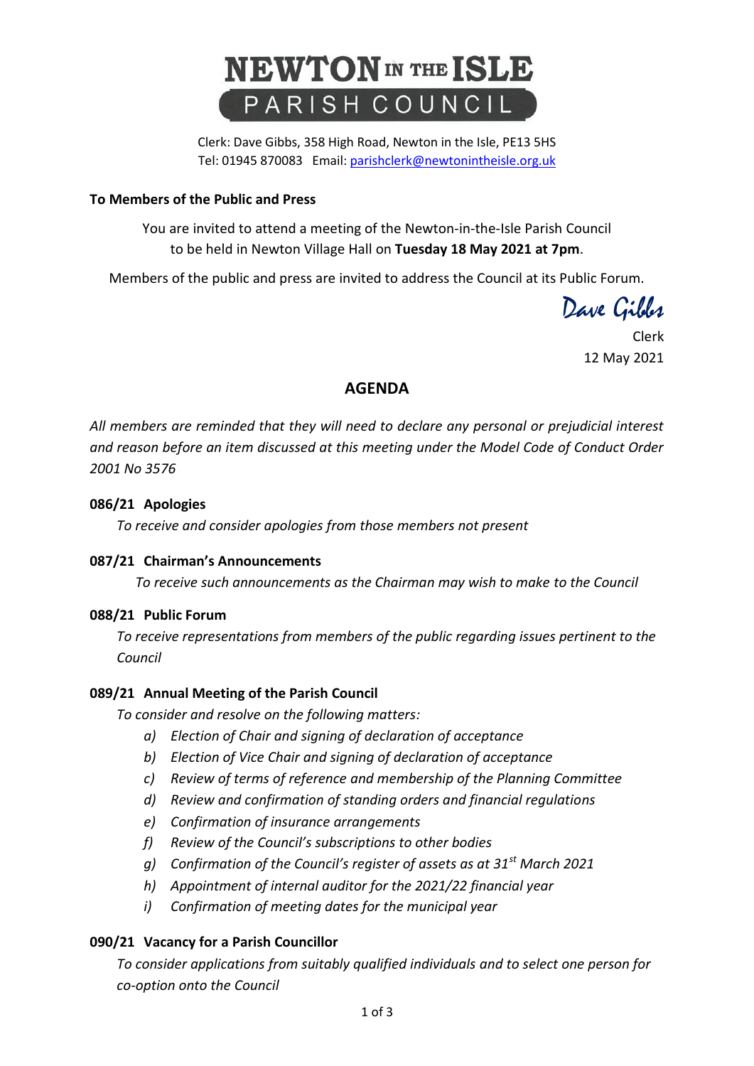# NEWTON IN THE ISLE
## PARISH COUNCIL

Clerk: Dave Gibbs, 358 High Road, Newton in the Isle, PE13 5HS
Tel: 01945 870083 Email: parishclerk@newtonintheisle.org.uk

**To Members of the Public and Press**

You are invited to attend a meeting of the Newton-in-the-Isle Parish Council to be held in Newton Village Hall on **Tuesday 18 May 2021 at 7pm**.

Members of the public and press are invited to address the Council at its Public Forum.

Dave Gibbs
Clerk
12 May 2021

## AGENDA

*All members are reminded that they will need to declare any personal or prejudicial interest and reason before an item discussed at this meeting under the Model Code of Conduct Order 2001 No 3576*

**086/21 Apologies**

*To receive and consider apologies from those members not present*

**087/21 Chairman's Announcements**

*To receive such announcements as the Chairman may wish to make to the Council*

**088/21 Public Forum**

*To receive representations from members of the public regarding issues pertinent to the Council*

**089/21 Annual Meeting of the Parish Council**

*To consider and resolve on the following matters:*

- a) *Election of Chair and signing of declaration of acceptance*
- b) *Election of Vice Chair and signing of declaration of acceptance*
- c) *Review of terms of reference and membership of the Planning Committee*
- d) *Review and confirmation of standing orders and financial regulations*
- e) *Confirmation of insurance arrangements*
- f) *Review of the Council's subscriptions to other bodies*
- g) *Confirmation of the Council's register of assets as at 31st March 2021*
- h) *Appointment of internal auditor for the 2021/22 financial year*
- i) *Confirmation of meeting dates for the municipal year*

**090/21 Vacancy for a Parish Councillor**

*To consider applications from suitably qualified individuals and to select one person for co-option onto the Council*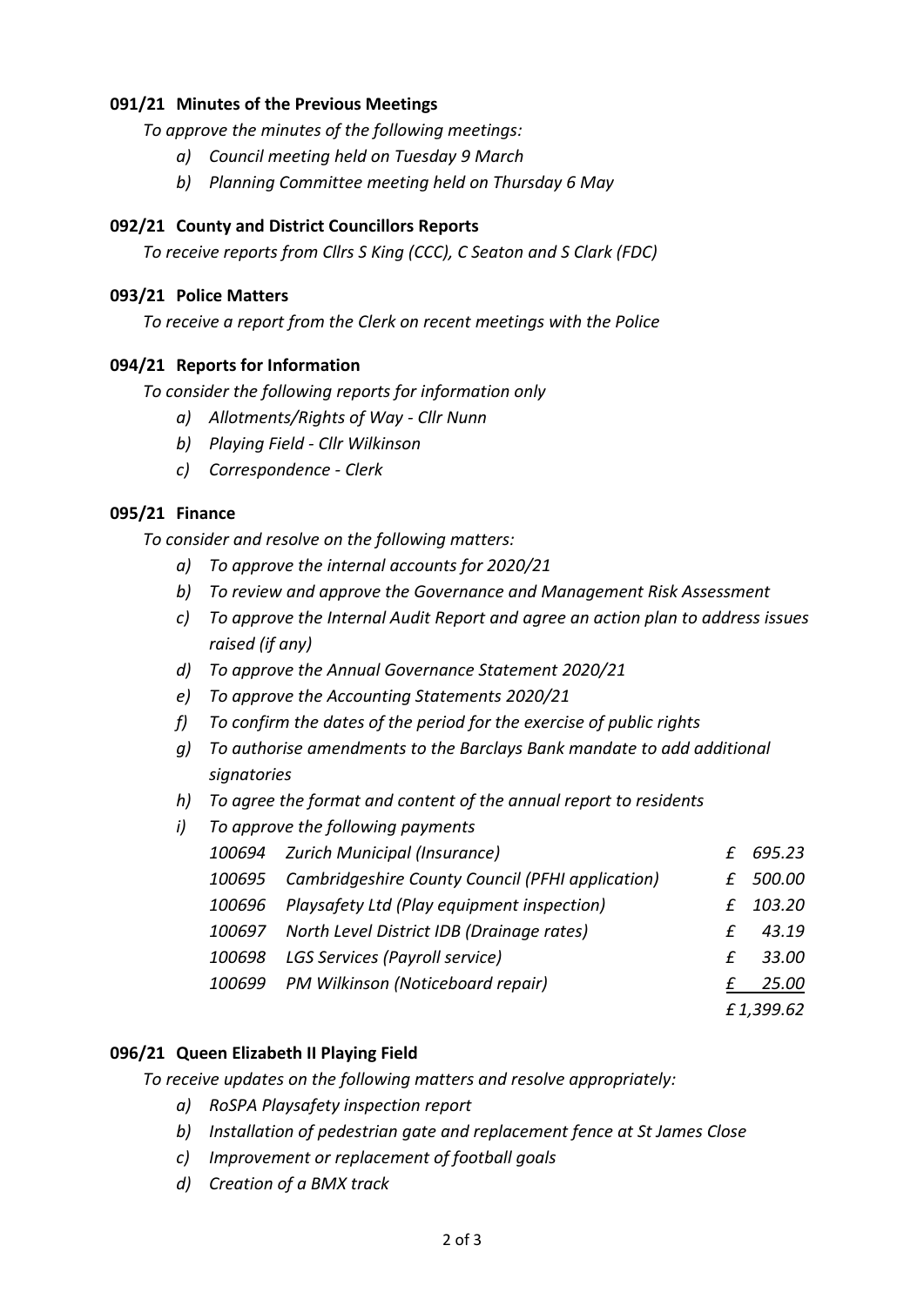### **091/21 Minutes of the Previous Meetings**

*To approve the minutes of the following meetings:*

- *a) Council meeting held on Tuesday 9 March*
- *b) Planning Committee meeting held on Thursday 6 May*

### **092/21 County and District Councillors Reports**

*To receive reports from Cllrs S King (CCC), C Seaton and S Clark (FDC)*

### **093/21 Police Matters**

*To receive a report from the Clerk on recent meetings with the Police*

### **094/21 Reports for Information**

*To consider the following reports for information only*

- *a) Allotments/Rights of Way - Cllr Nunn*
- *b) Playing Field - Cllr Wilkinson*
- *c) Correspondence - Clerk*

### **095/21 Finance**

*To consider and resolve on the following matters:*

- *a) To approve the internal accounts for 2020/21*
- *b) To review and approve the Governance and Management Risk Assessment*
- *c) To approve the Internal Audit Report and agree an action plan to address issues raised (if any)*
- *d) To approve the Annual Governance Statement 2020/21*
- *e) To approve the Accounting Statements 2020/21*
- *f) To confirm the dates of the period for the exercise of public rights*
- *g) To authorise amendments to the Barclays Bank mandate to add additional signatories*
- *h) To agree the format and content of the annual report to residents*
- *i) To approve the following payments*

| | | |
|---|---|---|
| *100694* | *Zurich Municipal (Insurance)* | *£ 695.23* |
| *100695* | *Cambridgeshire County Council (PFHI application)* | *£ 500.00* |
| *100696* | *Playsafety Ltd (Play equipment inspection)* | *£ 103.20* |
| *100697* | *North Level District IDB (Drainage rates)* | *£ 43.19* |
| *100698* | *LGS Services (Payroll service)* | *£ 33.00* |
| *100699* | *PM Wilkinson (Noticeboard repair)* | *£ 25.00* |
| | | *£ 1,399.62* |

### **096/21 Queen Elizabeth II Playing Field**

*To receive updates on the following matters and resolve appropriately:*

- *a) RoSPA Playsafety inspection report*
- *b) Installation of pedestrian gate and replacement fence at St James Close*
- *c) Improvement or replacement of football goals*
- *d) Creation of a BMX track*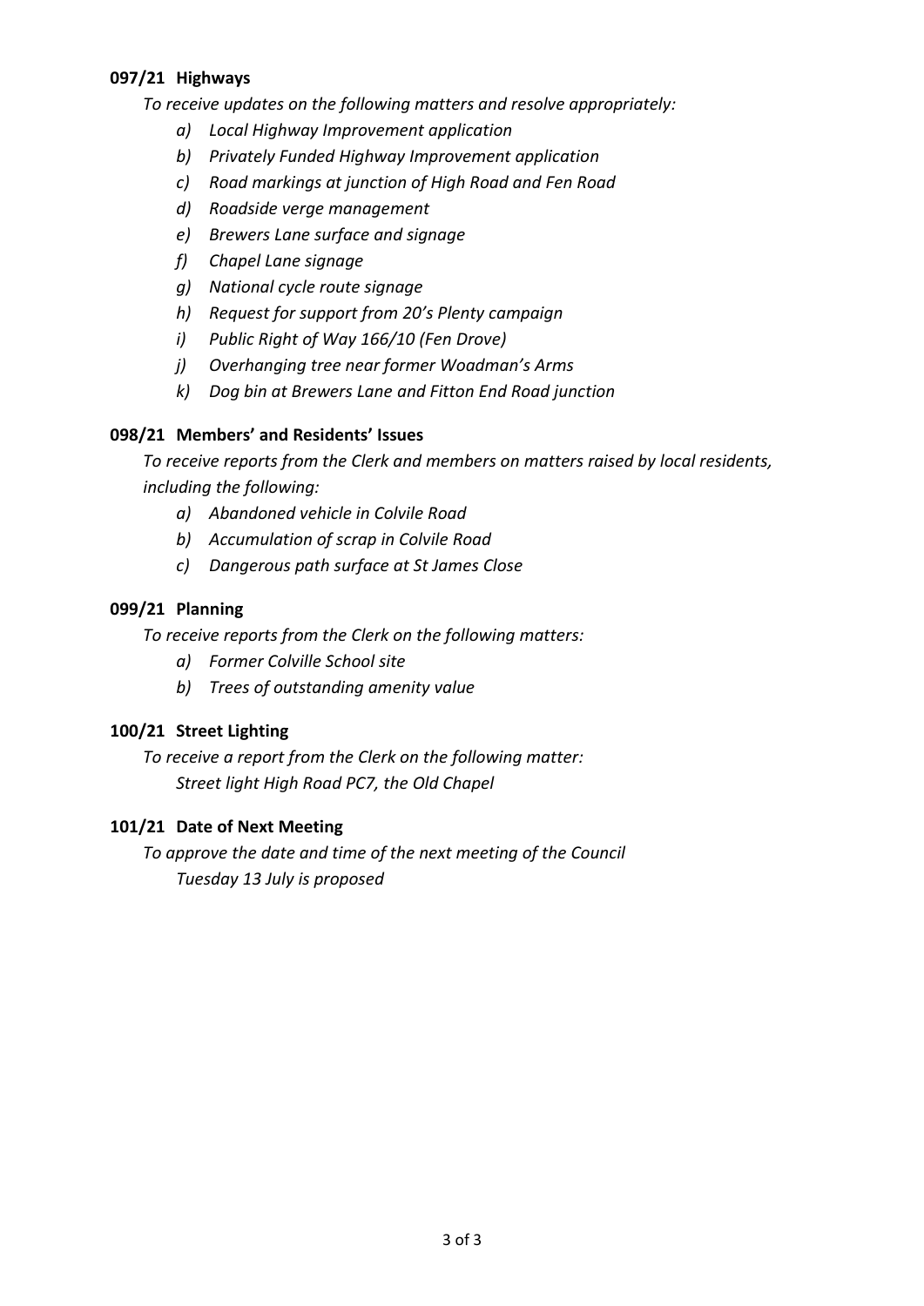### 097/21 Highways

*To receive updates on the following matters and resolve appropriately:*

- *a) Local Highway Improvement application*
- *b) Privately Funded Highway Improvement application*
- *c) Road markings at junction of High Road and Fen Road*
- *d) Roadside verge management*
- *e) Brewers Lane surface and signage*
- *f) Chapel Lane signage*
- *g) National cycle route signage*
- *h) Request for support from 20's Plenty campaign*
- *i) Public Right of Way 166/10 (Fen Drove)*
- *j) Overhanging tree near former Woadman's Arms*
- *k) Dog bin at Brewers Lane and Fitton End Road junction*

### 098/21 Members' and Residents' Issues

*To receive reports from the Clerk and members on matters raised by local residents, including the following:*

- *a) Abandoned vehicle in Colvile Road*
- *b) Accumulation of scrap in Colvile Road*
- *c) Dangerous path surface at St James Close*

### 099/21 Planning

*To receive reports from the Clerk on the following matters:*

- *a) Former Colville School site*
- *b) Trees of outstanding amenity value*

### 100/21 Street Lighting

*To receive a report from the Clerk on the following matter:*

*Street light High Road PC7, the Old Chapel*

### 101/21 Date of Next Meeting

*To approve the date and time of the next meeting of the Council*

*Tuesday 13 July is proposed*